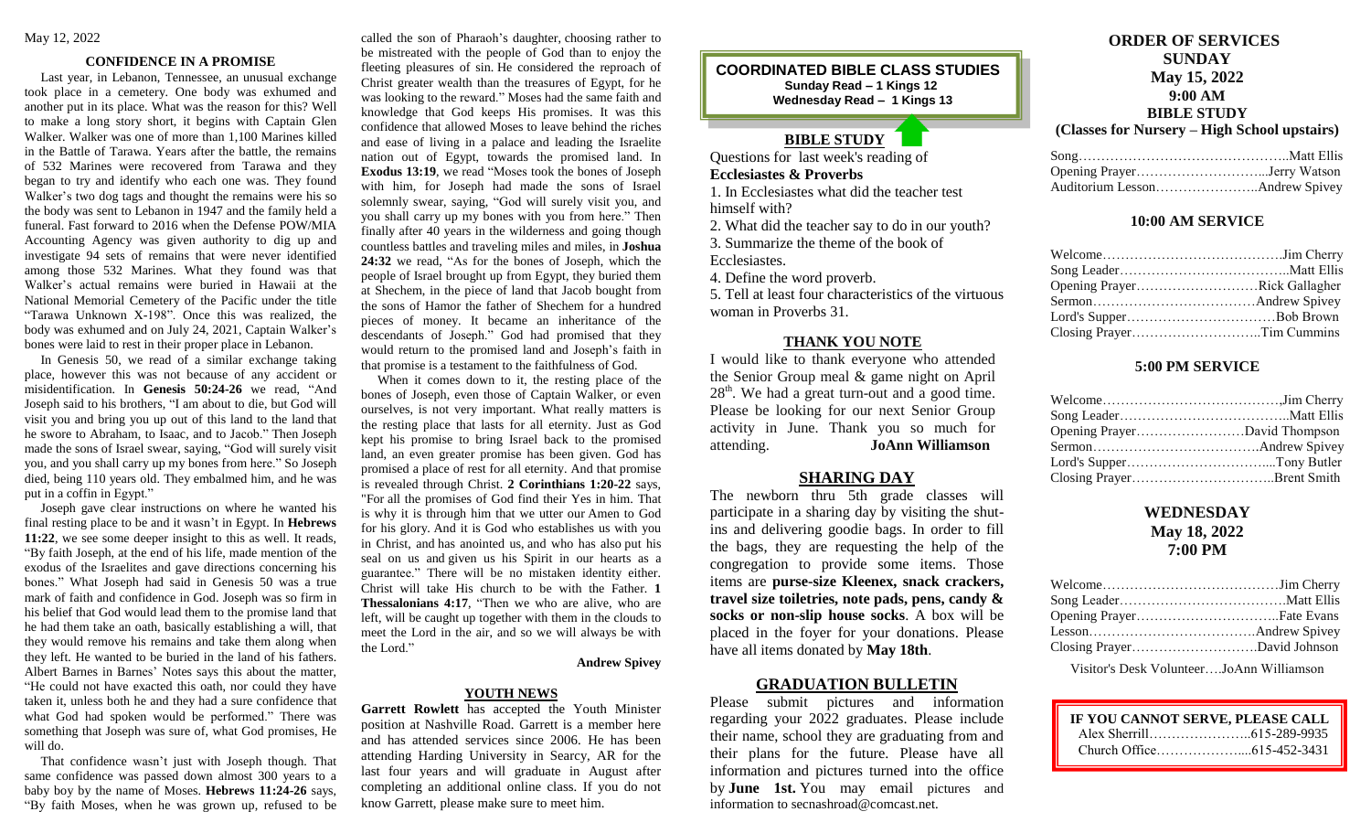May 12, 2022

### CONFIDENCE IN A PROMISE

Last year, in Lebanon, Tennessee, an unusual exchange took place in a cemetery. One body was exhumed and another put in its place. What was the reason for this? Well to make a long story short, it begins with Captain Glen Walker. Walker was one of more than 1,100 Marines killed in the Battle of Tarawa. Years after the battle, the remains of 532 Marines were recovered from Tarawa and they began to try and identify who each one was. They found Walker's two dog tags and thought the remains were his so the body was sent to Lebanon in 1947 and the family held a funeral. Fast forward to 2016 when the Defense POW/MIA Accounting Agency was given authority to dig up and investigate 94 sets of remains that were never identified among those 532 Marines. What they found was that Walker's actual remains were buried in Hawaii at the National Memorial Cemetery of the Pacific under the title "Tarawa Unknown X-198". Once this was realized, the body was exhumed and on July 24, 2021, Captain Walker's bones were laid to rest in their proper place in Lebanon.

In Genesis 50, we read of a similar exchange taking place, however this was not because of any accident or misidentification. In **Genesis 50:24-26** we read, "And Joseph said to his brothers, "I am about to die, but God will visit you and bring you up out of this land to the land that he swore to Abraham, to Isaac, and to Jacob." Then Joseph made the sons of Israel swear, saying, "God will surely visit you, and you shall carry up my bones from here." So Joseph died, being 110 years old. They embalmed him, and he was put in a coffin in Egypt."

Joseph gave clear instructions on where he wanted his final resting place to be and it wasn't in Egypt. In **Hebrews 11:22**, we see some deeper insight to this as well. It reads, "By faith Joseph, at the end of his life, made mention of the exodus of the Israelites and gave directions concerning his bones." What Joseph had said in Genesis 50 was a true mark of faith and confidence in God. Joseph was so firm in his belief that God would lead them to the promise land that he had them take an oath, basically establishing a will, that they would remove his remains and take them along when they left. He wanted to be buried in the land of his fathers. Albert Barnes in Barnes' Notes says this about the matter, "He could not have exacted this oath, nor could they have taken it, unless both he and they had a sure confidence that what God had spoken would be performed." There was something that Joseph was sure of, what God promises, He will do.

That confidence wasn't just with Joseph though. That same confidence was passed down almost 300 years to a baby boy by the name of Moses. **Hebrews 11:24-26** says, "By faith Moses, when he was grown up, refused to be called the son of Pharaoh's daughter, choosing rather to be mistreated with the people of God than to enjoy the fleeting pleasures of sin. He considered the reproach of Christ greater wealth than the treasures of Egypt, for he was looking to the reward." Moses had the same faith and knowledge that God keeps His promises. It was this confidence that allowed Moses to leave behind the riches and ease of living in a palace and leading the Israelite nation out of Egypt, towards the promised land. In **Exodus 13:19**, we read "Moses took the bones of Joseph with him, for Joseph had made the sons of Israel solemnly swear, saying, "God will surely visit you, and you shall carry up my bones with you from here." Then finally after 40 years in the wilderness and going though countless battles and traveling miles and miles, in **Joshua 24:32** we read, "As for the bones of Joseph, which the people of Israel brought up from Egypt, they buried them at Shechem, in the piece of land that Jacob bought from the sons of Hamor the father of Shechem for a hundred pieces of money. It became an inheritance of the descendants of Joseph." God had promised that they would return to the promised land and Joseph's faith in that promise is a testament to the faithfulness of God.

When it comes down to it, the resting place of the bones of Joseph, even those of Captain Walker, or even ourselves, is not very important. What really matters is the resting place that lasts for all eternity. Just as God kept his promise to bring Israel back to the promised land, an even greater promise has been given. God has promised a place of rest for all eternity. And that promise is revealed through Christ. **2 Corinthians 1:20-22** says, "For all the promises of God find their Yes in him. That is why it is through him that we utter our Amen to God for his glory. And it is God who establishes us with you in Christ, and has anointed us, and who has also put his seal on us and given us his Spirit in our hearts as a guarantee." There will be no mistaken identity either. Christ will take His church to be with the Father. **1 Thessalonians 4:17**, "Then we who are alive, who are left, will be caught up together with them in the clouds to meet the Lord in the air, and so we will always be with the Lord."

**Andrew Spivey**

### YOUTH NEWS

**Garrett Rowlett** has accepted the Youth Minister position at Nashville Road. Garrett is a member here and has attended services since 2006. He has been attending Harding University in Searcy, AR for the last four years and will graduate in August after completing an additional online class. If you do not know Garrett, please make sure to meet him.

### COORDINATED BIBLE CLASS STUDIES

**Sunday Read – 1 Kings 12**
**Wednesday Read – 1 Kings 13**

### BIBLE STUDY

Questions for last week's reading of
**Ecclesiastes & Proverbs**

1. In Ecclesiastes what did the teacher test himself with?
2. What did the teacher say to do in our youth?
3. Summarize the theme of the book of Ecclesiastes.
4. Define the word proverb.
5. Tell at least four characteristics of the virtuous woman in Proverbs 31.

### THANK YOU NOTE

I would like to thank everyone who attended the Senior Group meal & game night on April 28th. We had a great turn-out and a good time. Please be looking for our next Senior Group activity in June. Thank you so much for attending. **JoAnn Williamson**

### SHARING DAY

The newborn thru 5th grade classes will participate in a sharing day by visiting the shut-ins and delivering goodie bags. In order to fill the bags, they are requesting the help of the congregation to provide some items. Those items are **purse-size Kleenex, snack crackers, travel size toiletries, note pads, pens, candy & socks or non-slip house socks**. A box will be placed in the foyer for your donations. Please have all items donated by **May 18th**.

### GRADUATION BULLETIN

Please submit pictures and information regarding your 2022 graduates. Please include their name, school they are graduating from and their plans for the future. Please have all information and pictures turned into the office by **June 1st.** You may email pictures and information to secnashroad@comcast.net.

## ORDER OF SERVICES

### SUNDAY
### May 15, 2022
### 9:00 AM
### BIBLE STUDY
**(Classes for Nursery – High School upstairs)**

Song……………………………………..Matt Ellis
Opening Prayer………………………...Jerry Watson
Auditorium Lesson…………………..Andrew Spivey

### 10:00 AM SERVICE

Welcome…………………………………Jim Cherry
Song Leader……………………………..Matt Ellis
Opening Prayer………………………Rick Gallagher
Sermon………………………………Andrew Spivey
Lord's Supper……………………………Bob Brown
Closing Prayer………………………..Tim Cummins

### 5:00 PM SERVICE

Welcome…………………………………,Jim Cherry
Song Leader……………………………..Matt Ellis
Opening Prayer……………………David Thompson
Sermon………………………………Andrew Spivey
Lord's Supper…………………………...Tony Butler
Closing Prayer…………………………..Brent Smith

### WEDNESDAY
### May 18, 2022
### 7:00 PM

Welcome…………………………………Jim Cherry
Song Leader……………………………..Matt Ellis
Opening Prayer………………………….Fate Evans
Lesson………………………………Andrew Spivey
Closing Prayer………………………David Johnson

Visitor's Desk Volunteer….JoAnn Williamson

**IF YOU CANNOT SERVE, PLEASE CALL**
Alex Sherrill…………………..615-289-9935
Church Office………………...615-452-3431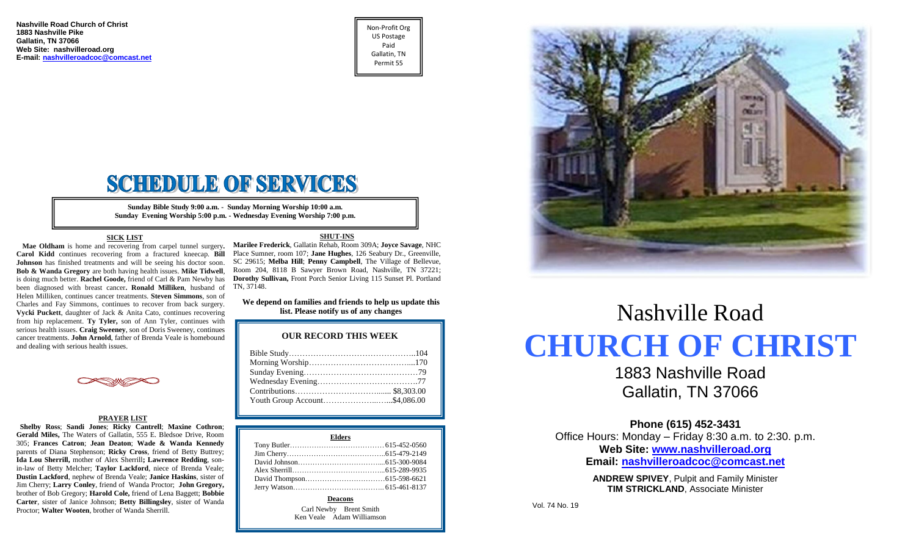**Nashville Road Church of Christ**
**1883 Nashville Pike**
**Gallatin, TN 37066**
**Web Site: nashvilleroad.org**
**E-mail: nashvilleroadcoc@comcast.net**

Non-Profit Org
US Postage
Paid
Gallatin, TN
Permit 55

# SCHEDULE OF SERVICES

**Sunday Bible Study 9:00 a.m. - Sunday Morning Worship 10:00 a.m.**
**Sunday Evening Worship 5:00 p.m. - Wednesday Evening Worship 7:00 p.m.**

## SICK LIST

**Mae Oldham** is home and recovering from carpel tunnel surgery**. Carol Kidd** continues recovering from a fractured kneecap. **Bill Johnson** has finished treatments and will be seeing his doctor soon. **Bob & Wanda Gregory** are both having health issues. **Mike Tidwell**, is doing much better. **Rachel Goode,** friend of Carl & Pam Newby has been diagnosed with breast cancer**. Ronald Milliken**, husband of Helen Milliken, continues cancer treatments. **Steven Simmons**, son of Charles and Fay Simmons, continues to recover from back surgery. **Vycki Puckett**, daughter of Jack & Anita Cato, continues recovering from hip replacement. **Ty Tyler,** son of Ann Tyler, continues with serious health issues. **Craig Sweeney**, son of Doris Sweeney, continues cancer treatments. **John Arnold**, father of Brenda Veale is homebound and dealing with serious health issues.

## PRAYER LIST

**Shelby Ross**; **Sandi Jones**; **Ricky Cantrell**; **Maxine Cothron**; **Gerald Miles,** The Waters of Gallatin, 555 E. Bledsoe Drive, Room 305; **Frances Catron**; **Jean Deaton**; **Wade & Wanda Kennedy** parents of Diana Stephenson; **Ricky Cross**, friend of Betty Buttrey; **Ida Lou Sherrill,** mother of Alex Sherrill**; Lawrence Redding**, son-in-law of Betty Melcher; **Taylor Lackford**, niece of Brenda Veale; **Dustin Lackford**, nephew of Brenda Veale; **Janice Haskins**, sister of Jim Cherry; **Larry Conley**, friend of Wanda Proctor; **John Gregory,** brother of Bob Gregory; **Harold Cole,** friend of Lena Baggett; **Bobbie Carter**, sister of Janice Johnson; **Betty Billingsley**, sister of Wanda Proctor; **Walter Wooten**, brother of Wanda Sherrill.

## SHUT-INS

**Marilee Frederick**, Gallatin Rehab, Room 309A; **Joyce Savage**, NHC Place Sumner, room 107; **Jane Hughes**, 126 Seabury Dr., Greenville, SC 29615; **Melba Hill**; **Penny Campbell**, The Village of Bellevue, Room 204, 8118 B Sawyer Brown Road, Nashville, TN 37221; **Dorothy Sullivan,** Front Porch Senior Living 115 Sunset Pl. Portland TN, 37148.

**We depend on families and friends to help us update this list. Please notify us of any changes**

## OUR RECORD THIS WEEK

| | |
|---|---|
| Bible Study | 104 |
| Morning Worship | 170 |
| Sunday Evening | 79 |
| Wednesday Evening | 77 |
| Contributions | $8,303.00 |
| Youth Group Account | $4,086.00 |

## Elders

| | |
|---|---|
| Tony Butler | 615-452-0560 |
| Jim Cherry | 615-479-2149 |
| David Johnson | 615-300-9084 |
| Alex Sherrill | 615-289-9935 |
| David Thompson | 615-598-6621 |
| Jerry Watson | 615-461-8137 |

**Deacons**

Carl Newby Brent Smith
Ken Veale Adam Williamson

# Nashville Road
# CHURCH OF CHRIST

1883 Nashville Road
Gallatin, TN 37066

**Phone (615) 452-3431**
Office Hours: Monday – Friday 8:30 a.m. to 2:30. p.m.
**Web Site: www.nashvilleroad.org**
**Email: nashvilleroadcoc@comcast.net**

**ANDREW SPIVEY**, Pulpit and Family Minister
**TIM STRICKLAND**, Associate Minister

Vol. 74 No. 19